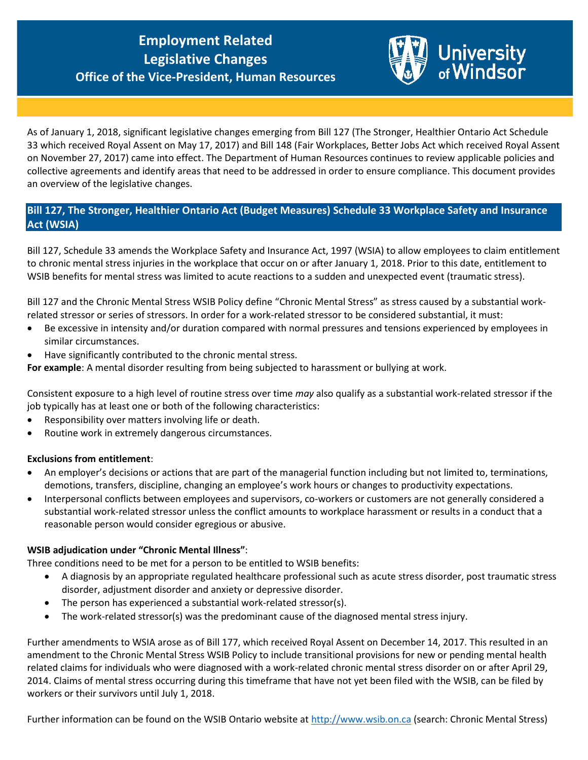# Employment Related Legislative Changes

**Office of the Vice-President, Human Resources**

University of Windsor

As of January 1, 2018, significant legislative changes emerging from Bill 127 (The Stronger, Healthier Ontario Act Schedule 33 which received Royal Assent on May 17, 2017) and Bill 148 (Fair Workplaces, Better Jobs Act which received Royal Assent on November 27, 2017) came into effect. The Department of Human Resources continues to review applicable policies and collective agreements and identify areas that need to be addressed in order to ensure compliance. This document provides an overview of the legislative changes.

## Bill 127, The Stronger, Healthier Ontario Act (Budget Measures) Schedule 33 Workplace Safety and Insurance Act (WSIA)

Bill 127, Schedule 33 amends the Workplace Safety and Insurance Act, 1997 (WSIA) to allow employees to claim entitlement to chronic mental stress injuries in the workplace that occur on or after January 1, 2018. Prior to this date, entitlement to WSIB benefits for mental stress was limited to acute reactions to a sudden and unexpected event (traumatic stress).

Bill 127 and the Chronic Mental Stress WSIB Policy define "Chronic Mental Stress" as stress caused by a substantial work-related stressor or series of stressors. In order for a work-related stressor to be considered substantial, it must:

- Be excessive in intensity and/or duration compared with normal pressures and tensions experienced by employees in similar circumstances.
- Have significantly contributed to the chronic mental stress.

**For example**: A mental disorder resulting from being subjected to harassment or bullying at work.

Consistent exposure to a high level of routine stress over time *may* also qualify as a substantial work-related stressor if the job typically has at least one or both of the following characteristics:

- Responsibility over matters involving life or death.
- Routine work in extremely dangerous circumstances.

**Exclusions from entitlement**:

- An employer's decisions or actions that are part of the managerial function including but not limited to, terminations, demotions, transfers, discipline, changing an employee's work hours or changes to productivity expectations.
- Interpersonal conflicts between employees and supervisors, co-workers or customers are not generally considered a substantial work-related stressor unless the conflict amounts to workplace harassment or results in a conduct that a reasonable person would consider egregious or abusive.

**WSIB adjudication under "Chronic Mental Illness"**:

Three conditions need to be met for a person to be entitled to WSIB benefits:

- A diagnosis by an appropriate regulated healthcare professional such as acute stress disorder, post traumatic stress disorder, adjustment disorder and anxiety or depressive disorder.
- The person has experienced a substantial work-related stressor(s).
- The work-related stressor(s) was the predominant cause of the diagnosed mental stress injury.

Further amendments to WSIA arose as of Bill 177, which received Royal Assent on December 14, 2017. This resulted in an amendment to the Chronic Mental Stress WSIB Policy to include transitional provisions for new or pending mental health related claims for individuals who were diagnosed with a work-related chronic mental stress disorder on or after April 29, 2014. Claims of mental stress occurring during this timeframe that have not yet been filed with the WSIB, can be filed by workers or their survivors until July 1, 2018.

Further information can be found on the WSIB Ontario website at [http://www.wsib.on.ca](http://www.wsib.on.ca) (search: Chronic Mental Stress)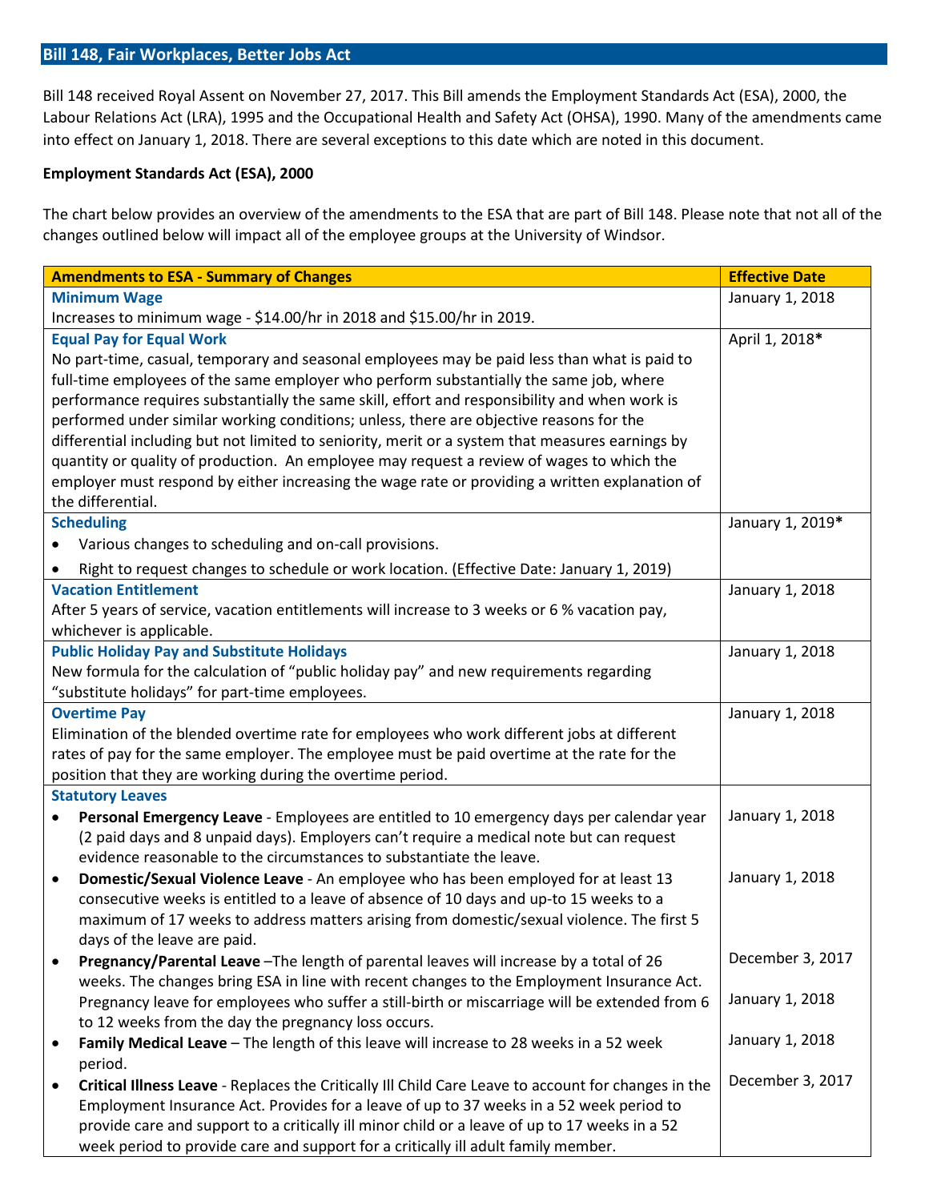## Bill 148, Fair Workplaces, Better Jobs Act

Bill 148 received Royal Assent on November 27, 2017. This Bill amends the Employment Standards Act (ESA), 2000, the Labour Relations Act (LRA), 1995 and the Occupational Health and Safety Act (OHSA), 1990. Many of the amendments came into effect on January 1, 2018. There are several exceptions to this date which are noted in this document.

**Employment Standards Act (ESA), 2000**

The chart below provides an overview of the amendments to the ESA that are part of Bill 148. Please note that not all of the changes outlined below will impact all of the employee groups at the University of Windsor.

| Amendments to ESA - Summary of Changes | Effective Date |
|---|---|
| **Minimum Wage**<br>Increases to minimum wage - $14.00/hr in 2018 and $15.00/hr in 2019. | January 1, 2018 |
| **Equal Pay for Equal Work**<br>No part-time, casual, temporary and seasonal employees may be paid less than what is paid to full-time employees of the same employer who perform substantially the same job, where performance requires substantially the same skill, effort and responsibility and when work is performed under similar working conditions; unless, there are objective reasons for the differential including but not limited to seniority, merit or a system that measures earnings by quantity or quality of production. An employee may request a review of wages to which the employer must respond by either increasing the wage rate or providing a written explanation of the differential. | April 1, 2018* |
| **Scheduling**<br>• Various changes to scheduling and on-call provisions.<br>• Right to request changes to schedule or work location. (Effective Date: January 1, 2019) | January 1, 2019* |
| **Vacation Entitlement**<br>After 5 years of service, vacation entitlements will increase to 3 weeks or 6 % vacation pay, whichever is applicable. | January 1, 2018 |
| **Public Holiday Pay and Substitute Holidays**<br>New formula for the calculation of "public holiday pay" and new requirements regarding "substitute holidays" for part-time employees. | January 1, 2018 |
| **Overtime Pay**<br>Elimination of the blended overtime rate for employees who work different jobs at different rates of pay for the same employer. The employee must be paid overtime at the rate for the position that they are working during the overtime period. | January 1, 2018 |
| **Statutory Leaves** | |
| • **Personal Emergency Leave** - Employees are entitled to 10 emergency days per calendar year (2 paid days and 8 unpaid days). Employers can't require a medical note but can request evidence reasonable to the circumstances to substantiate the leave. | January 1, 2018 |
| • **Domestic/Sexual Violence Leave** - An employee who has been employed for at least 13 consecutive weeks is entitled to a leave of absence of 10 days and up-to 15 weeks to a maximum of 17 weeks to address matters arising from domestic/sexual violence. The first 5 days of the leave are paid. | January 1, 2018 |
| • **Pregnancy/Parental Leave** –The length of parental leaves will increase by a total of 26 weeks. The changes bring ESA in line with recent changes to the Employment Insurance Act. Pregnancy leave for employees who suffer a still-birth or miscarriage will be extended from 6 to 12 weeks from the day the pregnancy loss occurs. | December 3, 2017<br>January 1, 2018 |
| • **Family Medical Leave** – The length of this leave will increase to 28 weeks in a 52 week period. | January 1, 2018 |
| • **Critical Illness Leave** - Replaces the Critically Ill Child Care Leave to account for changes in the Employment Insurance Act. Provides for a leave of up to 37 weeks in a 52 week period to provide care and support to a critically ill minor child or a leave of up to 17 weeks in a 52 week period to provide care and support for a critically ill adult family member. | December 3, 2017 |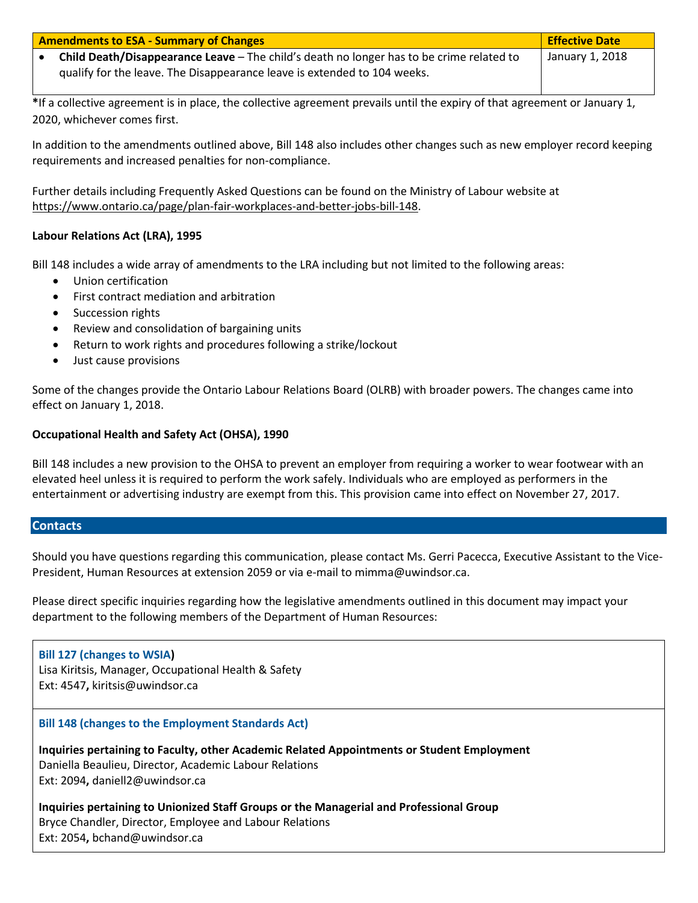| Amendments to ESA - Summary of Changes | Effective Date |
| --- | --- |
| • **Child Death/Disappearance Leave** – The child's death no longer has to be crime related to qualify for the leave. The Disappearance leave is extended to 104 weeks. | January 1, 2018 |

***If a collective agreement is in place, the collective agreement prevails until the expiry of that agreement or January 1, 2020, whichever comes first.

In addition to the amendments outlined above, Bill 148 also includes other changes such as new employer record keeping requirements and increased penalties for non-compliance.

Further details including Frequently Asked Questions can be found on the Ministry of Labour website at https://www.ontario.ca/page/plan-fair-workplaces-and-better-jobs-bill-148.

**Labour Relations Act (LRA), 1995**

Bill 148 includes a wide array of amendments to the LRA including but not limited to the following areas:

- Union certification
- First contract mediation and arbitration
- Succession rights
- Review and consolidation of bargaining units
- Return to work rights and procedures following a strike/lockout
- Just cause provisions

Some of the changes provide the Ontario Labour Relations Board (OLRB) with broader powers. The changes came into effect on January 1, 2018.

**Occupational Health and Safety Act (OHSA), 1990**

Bill 148 includes a new provision to the OHSA to prevent an employer from requiring a worker to wear footwear with an elevated heel unless it is required to perform the work safely. Individuals who are employed as performers in the entertainment or advertising industry are exempt from this. This provision came into effect on November 27, 2017.

## Contacts

Should you have questions regarding this communication, please contact Ms. Gerri Pacecca, Executive Assistant to the Vice-President, Human Resources at extension 2059 or via e-mail to mimma@uwindsor.ca.

Please direct specific inquiries regarding how the legislative amendments outlined in this document may impact your department to the following members of the Department of Human Resources:

**Bill 127 (changes to WSIA)**
Lisa Kiritsis, Manager, Occupational Health & Safety
Ext: 4547**,** kiritsis@uwindsor.ca

**Bill 148 (changes to the Employment Standards Act)**

**Inquiries pertaining to Faculty, other Academic Related Appointments or Student Employment**
Daniella Beaulieu, Director, Academic Labour Relations
Ext: 2094**,** daniell2@uwindsor.ca

**Inquiries pertaining to Unionized Staff Groups or the Managerial and Professional Group**
Bryce Chandler, Director, Employee and Labour Relations
Ext: 2054**,** bchand@uwindsor.ca